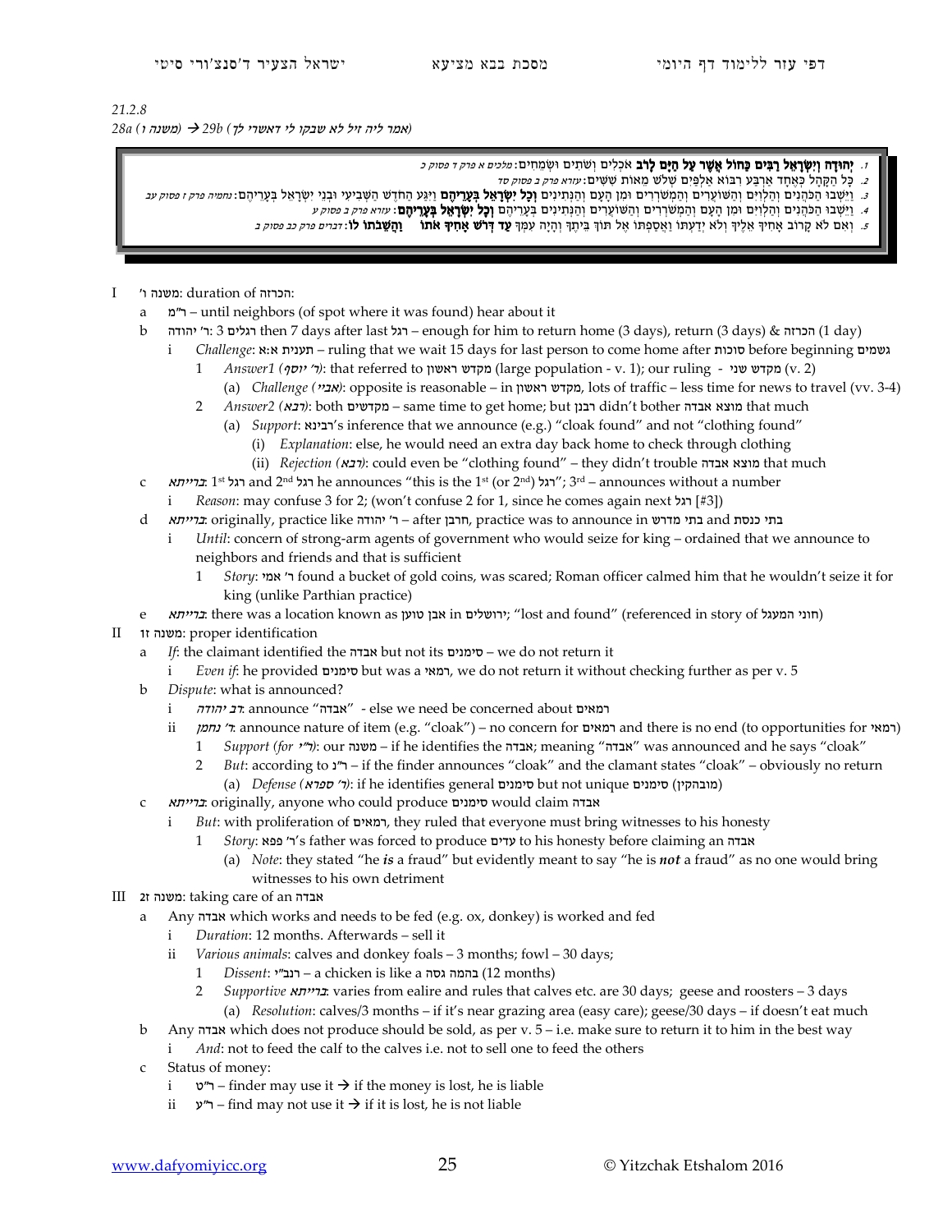21.2.8

*28a (משנה ו) → 29b (אמר ליה זיל לא שבקו לי דאשרי לך)*

> 1. **יְהוּדָה וְיִשְׂרָאֵל רַבִּים כַּחוֹל אֲשֶׁר עַל הַיָּם לָרֹב** אֹכְלִים וְשֹׁתִים וּשְׂמֵחִים: *מלכים א פרק ד פסוק כ*
> 2. כָּל הַקָּהָל כְּאֶחָד אַרְבַּע רִבּוֹא אַלְפַּיִם שְׁלֹשׁ מֵאוֹת שִׁשִּׁים: *עזרא פרק ב פסוק סד*
> 3. וַיֵּשְׁבוּ הַכֹּהֲנִים וְהַלְוִיִּם וְהַשּׁוֹעֲרִים וְהַמְשֹׁרְרִים וּמִן הָעָם וְהַנְּתִינִים **וְכָל יִשְׂרָאֵל בְּעָרֵיהֶם** וַיִּגַּע הַחֹדֶשׁ הַשְּׁבִיעִי וּבְנֵי יִשְׂרָאֵל בְּעָרֵיהֶם: *נחמיה פרק ז פסוק עב*
> 4. וַיֵּשְׁבוּ הַכֹּהֲנִים וְהַלְוִיִּם וּמִן הָעָם וְהַמְשֹׁרְרִים וְהַשּׁוֹעֲרִים וְהַנְּתִינִים בְּעָרֵיהֶם **וְכָל יִשְׂרָאֵל בְּעָרֵיהֶם**: *עזרא פרק ב פסוק ע*
> 5. וְאִם לֹא קָרוֹב אָחִיךָ אֵלֶיךָ וְלֹא יְדַעְתּוֹ וַאֲסַפְתּוֹ אֶל תּוֹךְ בֵּיתֶךָ וְהָיָה עִמְּךָ **עַד דְּרֹשׁ אָחִיךָ אֹתוֹ וַהֲשֵׁבֹתוֹ לוֹ**: *דברים פרק כב פסוק ב*

- I משנה ו': duration of הכרזה:
  - a ר"מ – until neighbors (of spot where it was found) hear about it
  - b ר' יהודה: 3 רגלים then 7 days after last רגל – enough for him to return home (3 days), return (3 days) & הכרזה (1 day)
    - i *Challenge*: תענית א:א – ruling that we wait 15 days for last person to come home after סוכות before beginning גשמים
      - 1 *Answer1 (ר' יוסף)*: that referred to מקדש ראשון (large population - v. 1); our ruling - מקדש שני (v. 2)
        - (a) *Challenge (אביי)*: opposite is reasonable – in מקדש ראשון, lots of traffic – less time for news to travel (vv. 3-4)
      - 2 *Answer2 (רבא)*: both מקדשים – same time to get home; but רבנן didn't bother מוצא אבדה that much
        - (a) *Support*: רבינא's inference that we announce (e.g.) "cloak found" and not "clothing found"
          - (i) *Explanation*: else, he would need an extra day back home to check through clothing
          - (ii) *Rejection (רבא)*: could even be "clothing found" – they didn't trouble מוצא אבדה that much
  - c *ברייתא*: 1st רגל and 2nd רגל he announces "this is the 1st (or 2nd) רגל"; 3rd – announces without a number
    - i *Reason*: may confuse 3 for 2; (won't confuse 2 for 1, since he comes again next רגל [#3])
  - d *ברייתא*: originally, practice like ר' יהודה – after חרבן, practice was to announce in בתי מדרש and בתי כנסת
    - i *Until*: concern of strong-arm agents of government who would seize for king – ordained that we announce to neighbors and friends and that is sufficient
      - 1 *Story*: ר' אמי found a bucket of gold coins, was scared; Roman officer calmed him that he wouldn't seize it for king (unlike Parthian practice)
  - e *ברייתא*: there was a location known as אבן טוען in ירושלים; "lost and found" (referenced in story of חוני המעגל)
- II משנה ז: proper identification
  - a *If*: the claimant identified the אבדה but not its סימנים – we do not return it
    - i *Even if*: he provided סימנים but was a רמאי, we do not return it without checking further as per v. 5
  - b *Dispute*: what is announced?
    - i *רב יהודה*: announce "אבדה" - else we need be concerned about רמאים
    - ii *ר' נחמן*: announce nature of item (e.g. "cloak") – no concern for רמאים and there is no end (to opportunities for רמאי)
      - 1 *Support (for ר"י)*: our משנה – if he identifies the אבדה; meaning "אבדה" was announced and he says "cloak"
      - 2 *But*: according to ר"נ – if the finder announces "cloak" and the clamant states "cloak" – obviously no return
        - (a) *Defense (ר' ספרא)*: if he identifies general סימנים but not unique סימנים (מובהקין)
  - c *ברייתא*: originally, anyone who could produce סימנים would claim אבדה
    - i *But*: with proliferation of רמאים, they ruled that everyone must bring witnesses to his honesty
      - 1 *Story*: ר' פפא's father was forced to produce עדים to his honesty before claiming an אבדה
        - (a) *Note*: they stated "he ***is*** a fraud" but evidently meant to say "he is ***not*** a fraud" as no one would bring witnesses to his own detriment
- III משנה ז2: taking care of an אבדה
  - a Any אבדה which works and needs to be fed (e.g. ox, donkey) is worked and fed
    - i *Duration*: 12 months. Afterwards – sell it
    - ii *Various animals*: calves and donkey foals – 3 months; fowl – 30 days;
      - 1 *Dissent*: רנב"י – a chicken is like a בהמה גסה (12 months)
      - 2 *Supportive ברייתא*: varies from ealire and rules that calves etc. are 30 days; geese and roosters – 3 days
        - (a) *Resolution*: calves/3 months – if it's near grazing area (easy care); geese/30 days – if doesn't eat much
  - b Any אבדה which does not produce should be sold, as per v. 5 – i.e. make sure to return it to him in the best way
    - i *And*: not to feed the calf to the calves i.e. not to sell one to feed the others
  - c Status of money:
    - i ר"ט – finder may use it → if the money is lost, he is liable
    - ii ר"ע – find may not use it → if it is lost, he is not liable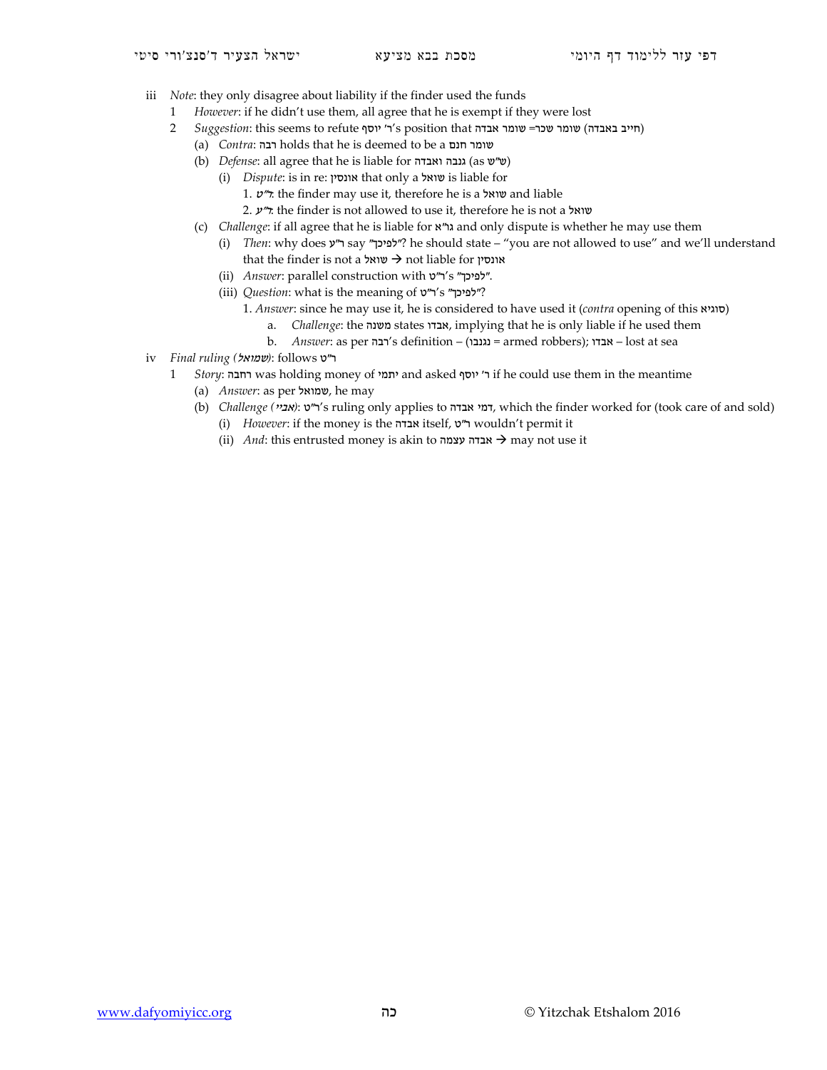- iii *Note*: they only disagree about liability if the finder used the funds
  - 1 *However*: if he didn't use them, all agree that he is exempt if they were lost
  - 2 *Suggestion*: this seems to refute ר' יוסף's position that שומר אבדה = שומר שכר (חייב באבדה)
    - (a) *Contra*: רבה holds that he is deemed to be a שומר חנם
    - (b) *Defense*: all agree that he is liable for גנבה ואבדה (as ש"ש)
      - (i) *Dispute*: is in re: אונסין that only a שואל is liable for
        1. *ר"ט*: the finder may use it, therefore he is a שואל and liable
        2. *ר"ע*: the finder is not allowed to use it, therefore he is not a שואל
    - (c) *Challenge*: if all agree that he is liable for גו"א and only dispute is whether he may use them
      - (i) *Then*: why does ר"ע say "לפיכך"? he should state – "you are not allowed to use" and we'll understand that the finder is not a שואל → not liable for אונסין
      - (ii) *Answer*: parallel construction with ר"ט's "לפיכך".
      - (iii) *Question*: what is the meaning of ר"ט's "לפיכך"?
        1. *Answer*: since he may use it, he is considered to have used it (*contra* opening of this סוגיא)
           - a. *Challenge*: the משנה states אבדו, implying that he is only liable if he used them
           - b. *Answer*: as per רבה's definition – (נגנבו = armed robbers); אבדו – lost at sea
- iv *Final ruling (שמואל)*: follows ר"ט
  - 1 *Story*: רחבה was holding money of יתמי and asked ר' יוסף if he could use them in the meantime
    - (a) *Answer*: as per שמואל, he may
    - (b) *Challenge (אביי)*: ר"ט's ruling only applies to דמי אבדה, which the finder worked for (took care of and sold)
      - (i) *However*: if the money is the אבדה itself, ר"ט wouldn't permit it
      - (ii) *And*: this entrusted money is akin to אבדה עצמה → may not use it